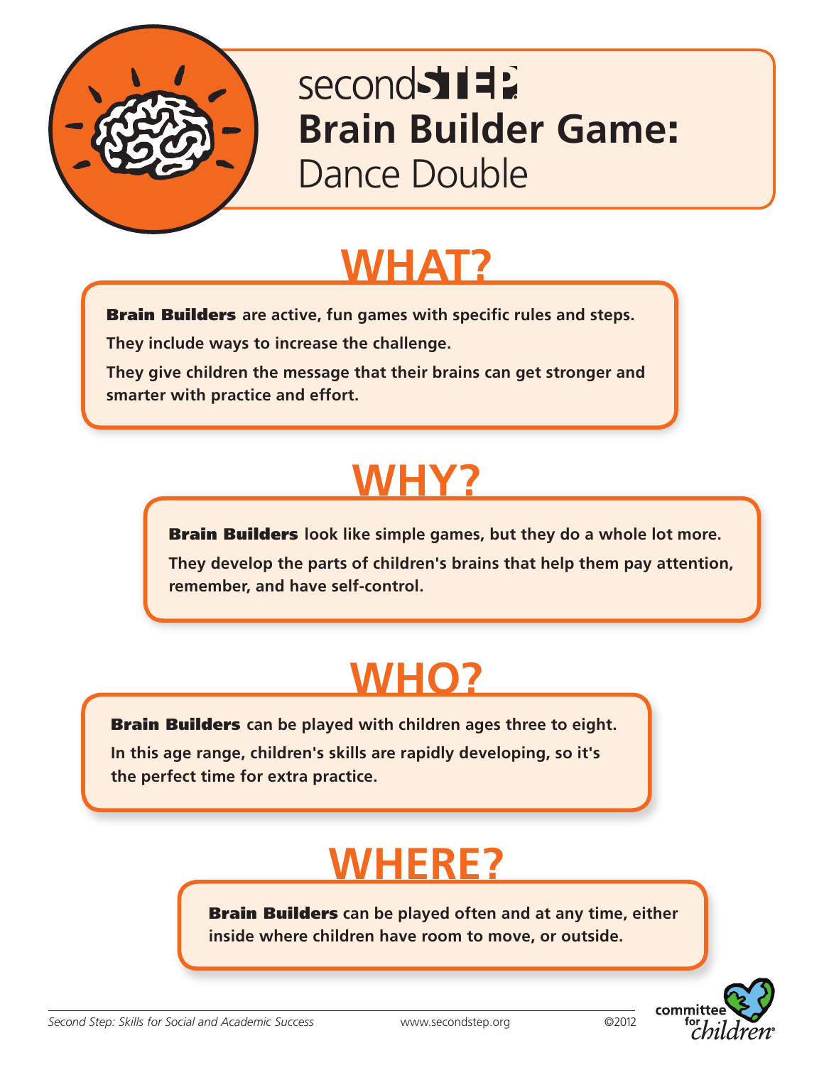# secondSTEP Brain Builder Game: Dance Double

## WHAT?

**Brain Builders** are active, fun games with specific rules and steps.

They include ways to increase the challenge.

They give children the message that their brains can get stronger and smarter with practice and effort.

## WHY?

**Brain Builders** look like simple games, but they do a whole lot more.

They develop the parts of children's brains that help them pay attention, remember, and have self-control.

## WHO?

**Brain Builders** can be played with children ages three to eight.

In this age range, children's skills are rapidly developing, so it's the perfect time for extra practice.

## WHERE?

**Brain Builders** can be played often and at any time, either inside where children have room to move, or outside.

*Second Step: Skills for Social and Academic Success* www.secondstep.org ©2012

committee for children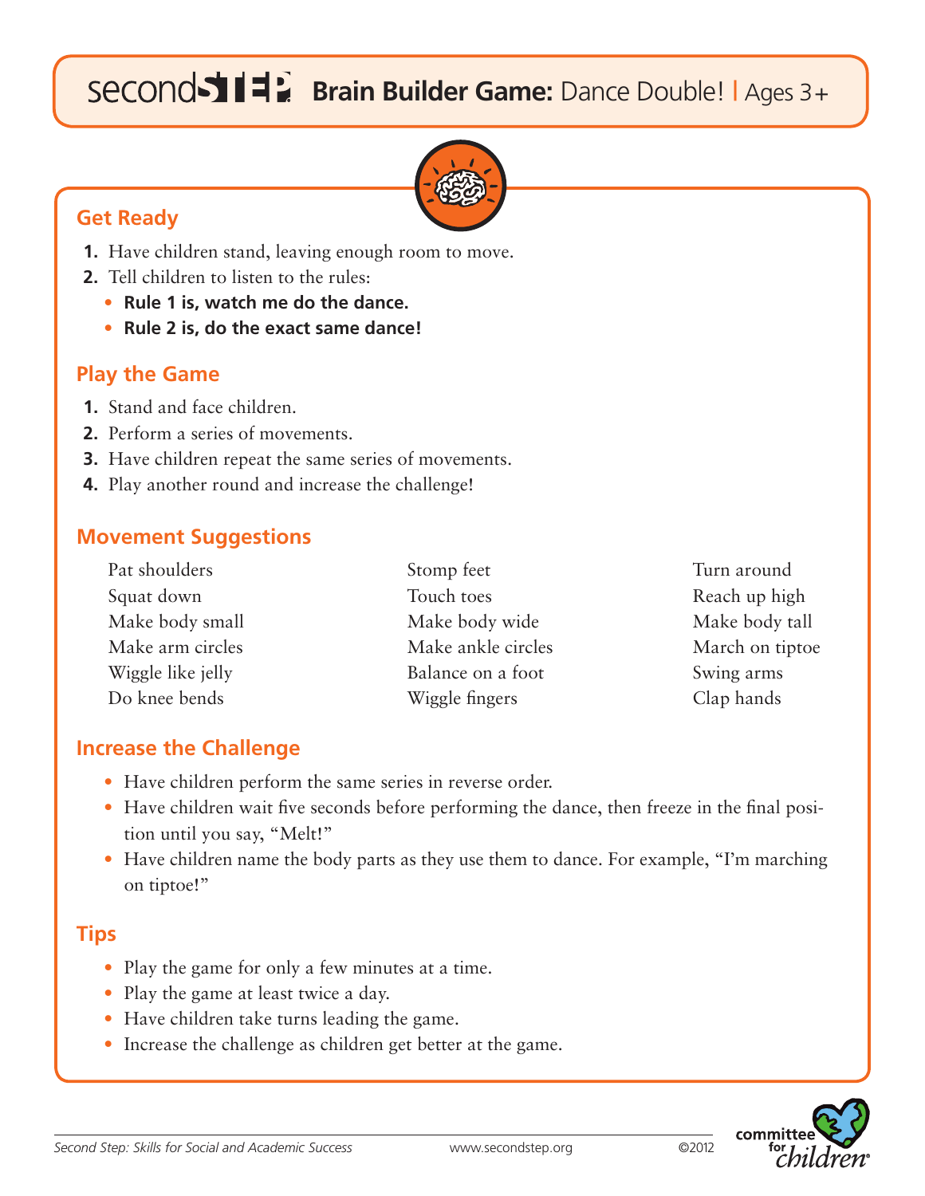# Brain Builder Game: Dance Double! | Ages 3+

## Get Ready

1. Have children stand, leaving enough room to move.
2. Tell children to listen to the rules:
   - **Rule 1 is, watch me do the dance.**
   - **Rule 2 is, do the exact same dance!**

## Play the Game

1. Stand and face children.
2. Perform a series of movements.
3. Have children repeat the same series of movements.
4. Play another round and increase the challenge!

## Movement Suggestions

| | | |
|---|---|---|
| Pat shoulders | Stomp feet | Turn around |
| Squat down | Touch toes | Reach up high |
| Make body small | Make body wide | Make body tall |
| Make arm circles | Make ankle circles | March on tiptoe |
| Wiggle like jelly | Balance on a foot | Swing arms |
| Do knee bends | Wiggle fingers | Clap hands |

## Increase the Challenge

- Have children perform the same series in reverse order.
- Have children wait five seconds before performing the dance, then freeze in the final position until you say, "Melt!"
- Have children name the body parts as they use them to dance. For example, "I'm marching on tiptoe!"

## Tips

- Play the game for only a few minutes at a time.
- Play the game at least twice a day.
- Have children take turns leading the game.
- Increase the challenge as children get better at the game.

*Second Step: Skills for Social and Academic Success* www.secondstep.org ©2012

committee for children